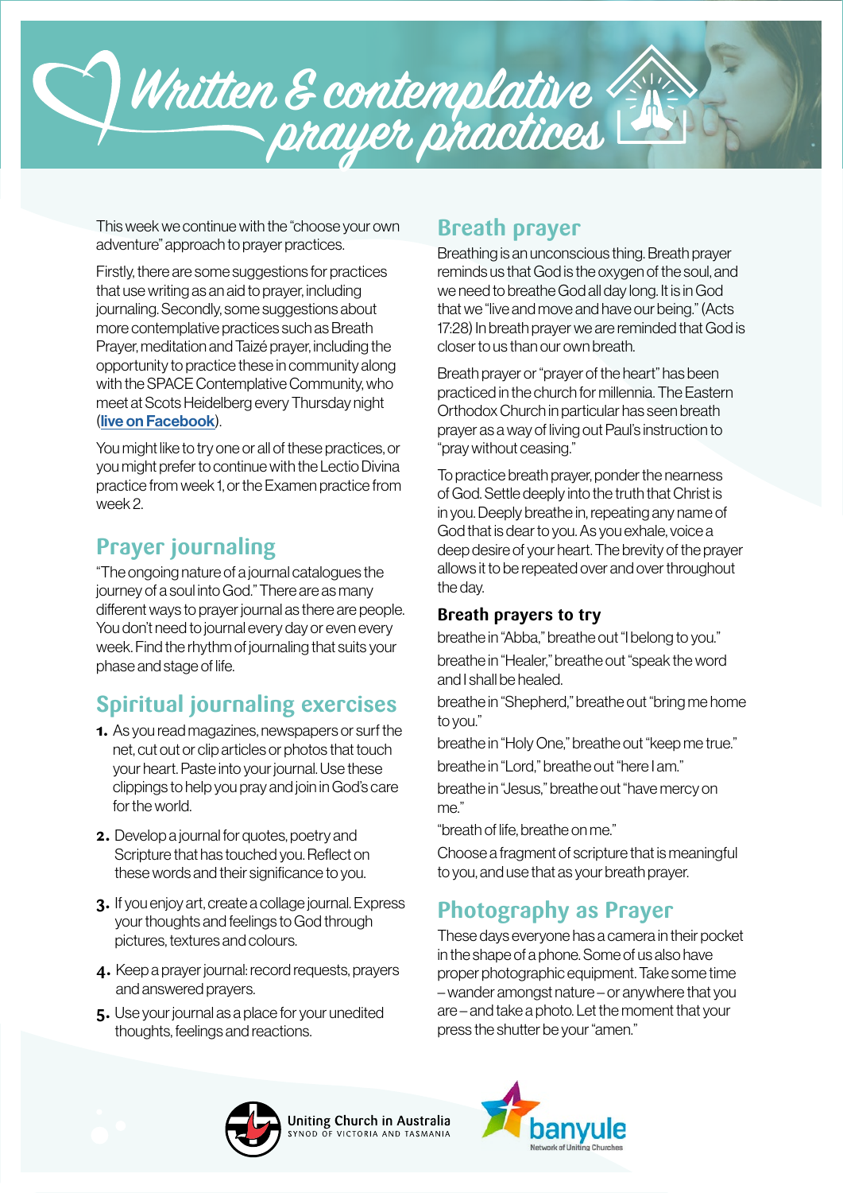// Written & contemplative prayer practices

This week we continue with the "choose your own adventure" approach to prayer practices.

Firstly, there are some suggestions for practices that use writing as an aid to prayer, including journaling. Secondly, some suggestions about more contemplative practices such as Breath Prayer, meditation and Taizé prayer, including the opportunity to practice these in community along with the SPACE Contemplative Community, who meet at Scots Heidelberg every Thursday night (**live on Facebook**).

You might like to try one or all of these practices, or you might prefer to continue with the Lectio Divina practice from week 1, or the Examen practice from week 2.

## Prayer journaling

"The ongoing nature of a journal catalogues the journey of a soul into God." There are as many different ways to prayer journal as there are people. You don't need to journal every day or even every week. Find the rhythm of journaling that suits your phase and stage of life.

## Spiritual journaling exercises

1. As you read magazines, newspapers or surf the net, cut out or clip articles or photos that touch your heart. Paste into your journal. Use these clippings to help you pray and join in God's care for the world.
2. Develop a journal for quotes, poetry and Scripture that has touched you. Reflect on these words and their significance to you.
3. If you enjoy art, create a collage journal. Express your thoughts and feelings to God through pictures, textures and colours.
4. Keep a prayer journal: record requests, prayers and answered prayers.
5. Use your journal as a place for your unedited thoughts, feelings and reactions.

## Breath prayer

Breathing is an unconscious thing. Breath prayer reminds us that God is the oxygen of the soul, and we need to breathe God all day long. It is in God that we "live and move and have our being." (Acts 17:28) In breath prayer we are reminded that God is closer to us than our own breath.

Breath prayer or "prayer of the heart" has been practiced in the church for millennia. The Eastern Orthodox Church in particular has seen breath prayer as a way of living out Paul's instruction to "pray without ceasing."

To practice breath prayer, ponder the nearness of God. Settle deeply into the truth that Christ is in you. Deeply breathe in, repeating any name of God that is dear to you. As you exhale, voice a deep desire of your heart. The brevity of the prayer allows it to be repeated over and over throughout the day.

### Breath prayers to try

breathe in "Abba," breathe out "I belong to you."

breathe in "Healer," breathe out "speak the word and I shall be healed.

breathe in "Shepherd," breathe out "bring me home to you."

breathe in "Holy One," breathe out "keep me true."

breathe in "Lord," breathe out "here I am."

breathe in "Jesus," breathe out "have mercy on me."

"breath of life, breathe on me."

Choose a fragment of scripture that is meaningful to you, and use that as your breath prayer.

## Photography as Prayer

These days everyone has a camera in their pocket in the shape of a phone. Some of us also have proper photographic equipment. Take some time – wander amongst nature – or anywhere that you are – and take a photo. Let the moment that your press the shutter be your "amen."

Uniting Church in Australia
SYNOD OF VICTORIA AND TASMANIA

banyule
Network of Uniting Churches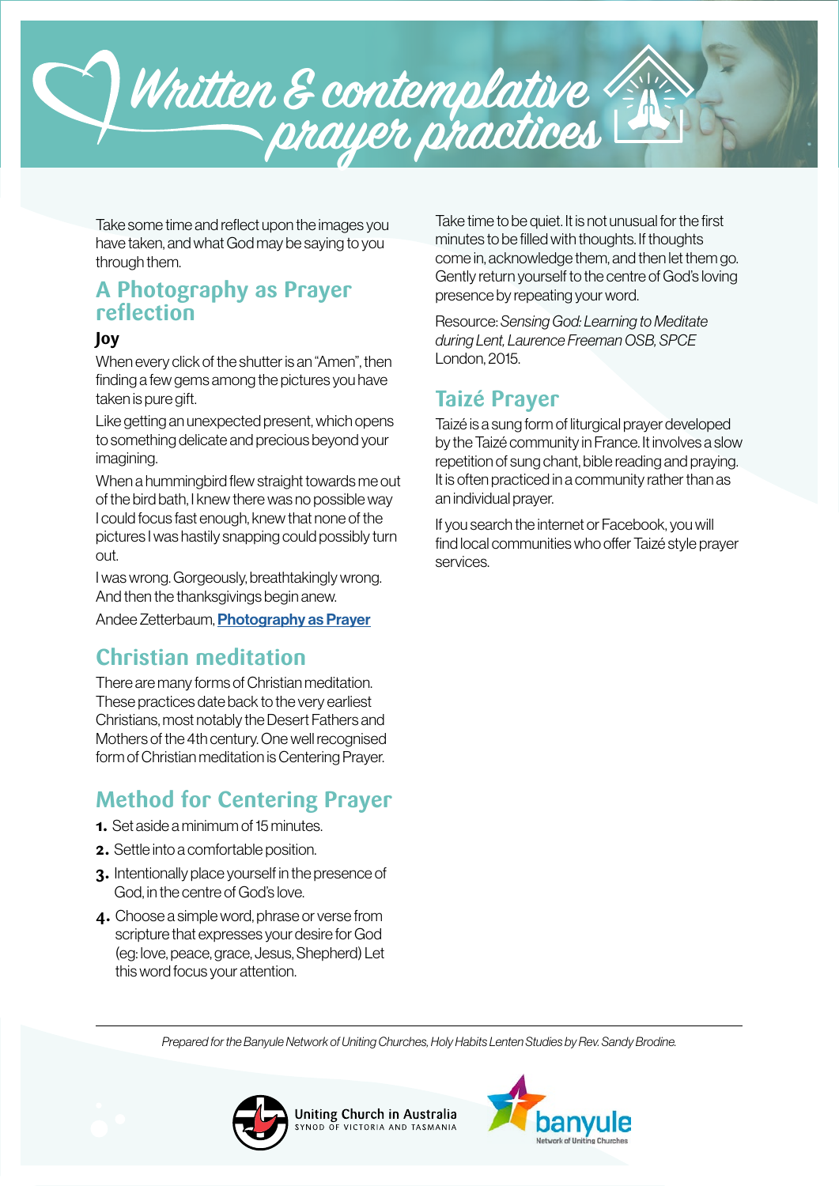# Written & contemplative prayer practices

Take some time and reflect upon the images you have taken, and what God may be saying to you through them.

## A Photography as Prayer reflection

### Joy

When every click of the shutter is an "Amen", then finding a few gems among the pictures you have taken is pure gift.

Like getting an unexpected present, which opens to something delicate and precious beyond your imagining.

When a hummingbird flew straight towards me out of the bird bath, I knew there was no possible way I could focus fast enough, knew that none of the pictures I was hastily snapping could possibly turn out.

I was wrong. Gorgeously, breathtakingly wrong. And then the thanksgivings begin anew.

Andee Zetterbaum, **Photography as Prayer**

## Christian meditation

There are many forms of Christian meditation. These practices date back to the very earliest Christians, most notably the Desert Fathers and Mothers of the 4th century. One well recognised form of Christian meditation is Centering Prayer.

## Method for Centering Prayer

1. Set aside a minimum of 15 minutes.
2. Settle into a comfortable position.
3. Intentionally place yourself in the presence of God, in the centre of God's love.
4. Choose a simple word, phrase or verse from scripture that expresses your desire for God (eg: love, peace, grace, Jesus, Shepherd) Let this word focus your attention.

Take time to be quiet. It is not unusual for the first minutes to be filled with thoughts. If thoughts come in, acknowledge them, and then let them go. Gently return yourself to the centre of God's loving presence by repeating your word.

Resource: *Sensing God: Learning to Meditate during Lent, Laurence Freeman OSB, SPCE* London, 2015.

## Taizé Prayer

Taizé is a sung form of liturgical prayer developed by the Taizé community in France. It involves a slow repetition of sung chant, bible reading and praying. It is often practiced in a community rather than as an individual prayer.

If you search the internet or Facebook, you will find local communities who offer Taizé style prayer services.

*Prepared for the Banyule Network of Uniting Churches, Holy Habits Lenten Studies by Rev. Sandy Brodine.*

Uniting Church in Australia
SYNOD OF VICTORIA AND TASMANIA

banyule
Network of Uniting Churches